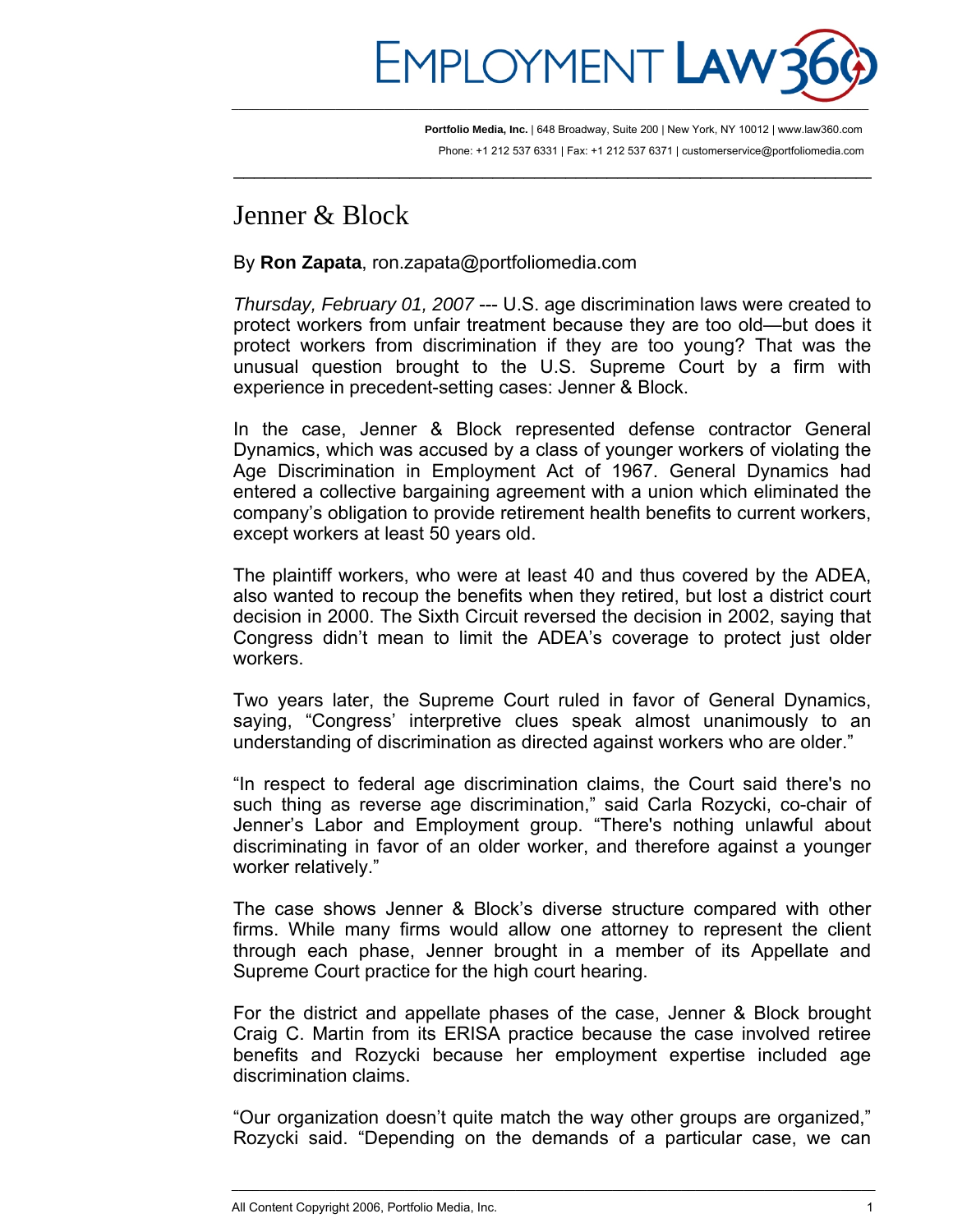# Jenner & Block

By **Ron Zapata**, ron.zapata@portfoliomedia.com

*Thursday, February 01, 2007* --- U.S. age discrimination laws were created to protect workers from unfair treatment because they are too old—but does it protect workers from discrimination if they are too young? That was the unusual question brought to the U.S. Supreme Court by a firm with experience in precedent-setting cases: Jenner & Block.

In the case, Jenner & Block represented defense contractor General Dynamics, which was accused by a class of younger workers of violating the Age Discrimination in Employment Act of 1967. General Dynamics had entered a collective bargaining agreement with a union which eliminated the company's obligation to provide retirement health benefits to current workers, except workers at least 50 years old.

The plaintiff workers, who were at least 40 and thus covered by the ADEA, also wanted to recoup the benefits when they retired, but lost a district court decision in 2000. The Sixth Circuit reversed the decision in 2002, saying that Congress didn't mean to limit the ADEA's coverage to protect just older workers.

Two years later, the Supreme Court ruled in favor of General Dynamics, saying, "Congress' interpretive clues speak almost unanimously to an understanding of discrimination as directed against workers who are older."

"In respect to federal age discrimination claims, the Court said there's no such thing as reverse age discrimination," said Carla Rozycki, co-chair of Jenner's Labor and Employment group. "There's nothing unlawful about discriminating in favor of an older worker, and therefore against a younger worker relatively."

The case shows Jenner & Block's diverse structure compared with other firms. While many firms would allow one attorney to represent the client through each phase, Jenner brought in a member of its Appellate and Supreme Court practice for the high court hearing.

For the district and appellate phases of the case, Jenner & Block brought Craig C. Martin from its ERISA practice because the case involved retiree benefits and Rozycki because her employment expertise included age discrimination claims.

"Our organization doesn't quite match the way other groups are organized," Rozycki said. "Depending on the demands of a particular case, we can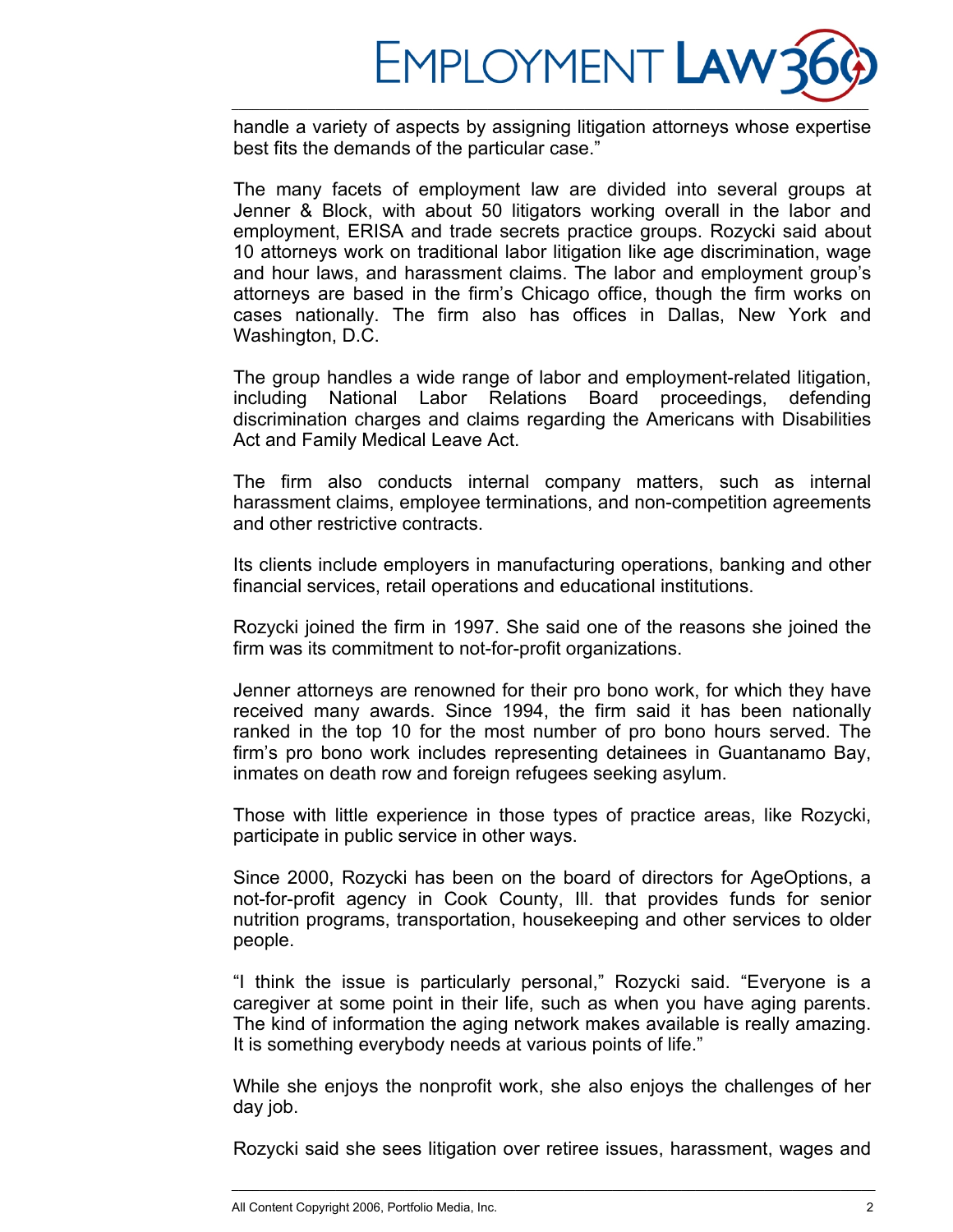handle a variety of aspects by assigning litigation attorneys whose expertise best fits the demands of the particular case."

The many facets of employment law are divided into several groups at Jenner & Block, with about 50 litigators working overall in the labor and employment, ERISA and trade secrets practice groups. Rozycki said about 10 attorneys work on traditional labor litigation like age discrimination, wage and hour laws, and harassment claims. The labor and employment group's attorneys are based in the firm's Chicago office, though the firm works on cases nationally. The firm also has offices in Dallas, New York and Washington, D.C.

The group handles a wide range of labor and employment-related litigation, including National Labor Relations Board proceedings, defending discrimination charges and claims regarding the Americans with Disabilities Act and Family Medical Leave Act.

The firm also conducts internal company matters, such as internal harassment claims, employee terminations, and non-competition agreements and other restrictive contracts.

Its clients include employers in manufacturing operations, banking and other financial services, retail operations and educational institutions.

Rozycki joined the firm in 1997. She said one of the reasons she joined the firm was its commitment to not-for-profit organizations.

Jenner attorneys are renowned for their pro bono work, for which they have received many awards. Since 1994, the firm said it has been nationally ranked in the top 10 for the most number of pro bono hours served. The firm's pro bono work includes representing detainees in Guantanamo Bay, inmates on death row and foreign refugees seeking asylum.

Those with little experience in those types of practice areas, like Rozycki, participate in public service in other ways.

Since 2000, Rozycki has been on the board of directors for AgeOptions, a not-for-profit agency in Cook County, Ill. that provides funds for senior nutrition programs, transportation, housekeeping and other services to older people.

"I think the issue is particularly personal," Rozycki said. "Everyone is a caregiver at some point in their life, such as when you have aging parents. The kind of information the aging network makes available is really amazing. It is something everybody needs at various points of life."

While she enjoys the nonprofit work, she also enjoys the challenges of her day job.

Rozycki said she sees litigation over retiree issues, harassment, wages and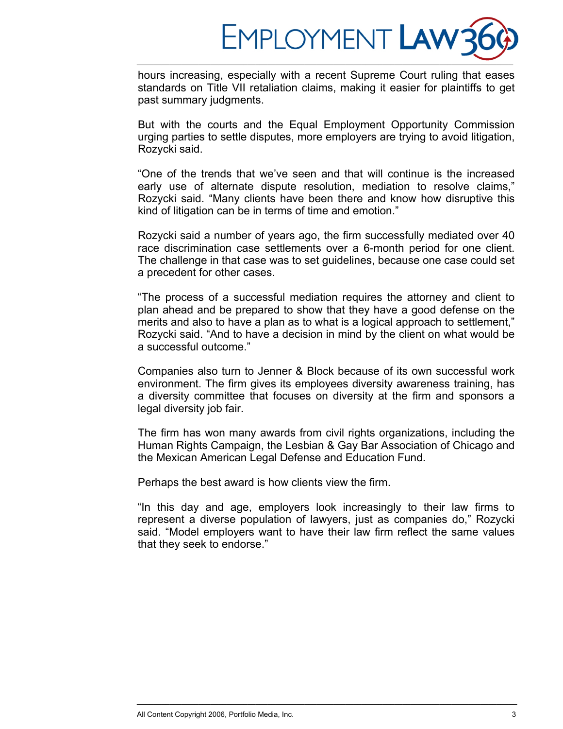hours increasing, especially with a recent Supreme Court ruling that eases standards on Title VII retaliation claims, making it easier for plaintiffs to get past summary judgments.

But with the courts and the Equal Employment Opportunity Commission urging parties to settle disputes, more employers are trying to avoid litigation, Rozycki said.

“One of the trends that we’ve seen and that will continue is the increased early use of alternate dispute resolution, mediation to resolve claims,” Rozycki said. “Many clients have been there and know how disruptive this kind of litigation can be in terms of time and emotion.”

Rozycki said a number of years ago, the firm successfully mediated over 40 race discrimination case settlements over a 6-month period for one client. The challenge in that case was to set guidelines, because one case could set a precedent for other cases.

“The process of a successful mediation requires the attorney and client to plan ahead and be prepared to show that they have a good defense on the merits and also to have a plan as to what is a logical approach to settlement,” Rozycki said. “And to have a decision in mind by the client on what would be a successful outcome.”

Companies also turn to Jenner & Block because of its own successful work environment. The firm gives its employees diversity awareness training, has a diversity committee that focuses on diversity at the firm and sponsors a legal diversity job fair.

The firm has won many awards from civil rights organizations, including the Human Rights Campaign, the Lesbian & Gay Bar Association of Chicago and the Mexican American Legal Defense and Education Fund.

Perhaps the best award is how clients view the firm.

“In this day and age, employers look increasingly to their law firms to represent a diverse population of lawyers, just as companies do,” Rozycki said. “Model employers want to have their law firm reflect the same values that they seek to endorse.”